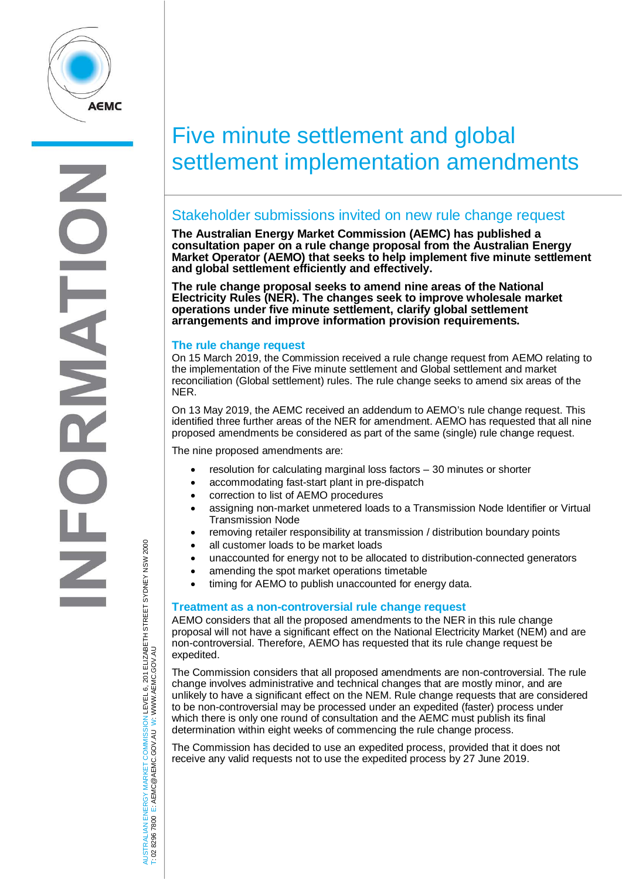# Five minute settlement and global settlement implementation amendments

## Stakeholder submissions invited on new rule change request

**The Australian Energy Market Commission (AEMC) has published a consultation paper on a rule change proposal from the Australian Energy Market Operator (AEMO) that seeks to help implement five minute settlement and global settlement efficiently and effectively.**

**The rule change proposal seeks to amend nine areas of the National Electricity Rules (NER). The changes seek to improve wholesale market operations under five minute settlement, clarify global settlement arrangements and improve information provision requirements.**

### The rule change request

On 15 March 2019, the Commission received a rule change request from AEMO relating to the implementation of the Five minute settlement and Global settlement and market reconciliation (Global settlement) rules. The rule change seeks to amend six areas of the NER.

On 13 May 2019, the AEMC received an addendum to AEMO's rule change request. This identified three further areas of the NER for amendment. AEMO has requested that all nine proposed amendments be considered as part of the same (single) rule change request.

The nine proposed amendments are:

- resolution for calculating marginal loss factors – 30 minutes or shorter
- accommodating fast-start plant in pre-dispatch
- correction to list of AEMO procedures
- assigning non-market unmetered loads to a Transmission Node Identifier or Virtual Transmission Node
- removing retailer responsibility at transmission / distribution boundary points
- all customer loads to be market loads
- unaccounted for energy not to be allocated to distribution-connected generators
- amending the spot market operations timetable
- timing for AEMO to publish unaccounted for energy data.

### Treatment as a non-controversial rule change request

AEMO considers that all the proposed amendments to the NER in this rule change proposal will not have a significant effect on the National Electricity Market (NEM) and are non-controversial. Therefore, AEMO has requested that its rule change request be expedited.

The Commission considers that all proposed amendments are non-controversial. The rule change involves administrative and technical changes that are mostly minor, and are unlikely to have a significant effect on the NEM. Rule change requests that are considered to be non-controversial may be processed under an expedited (faster) process under which there is only one round of consultation and the AEMC must publish its final determination within eight weeks of commencing the rule change process.

The Commission has decided to use an expedited process, provided that it does not receive any valid requests not to use the expedited process by 27 June 2019.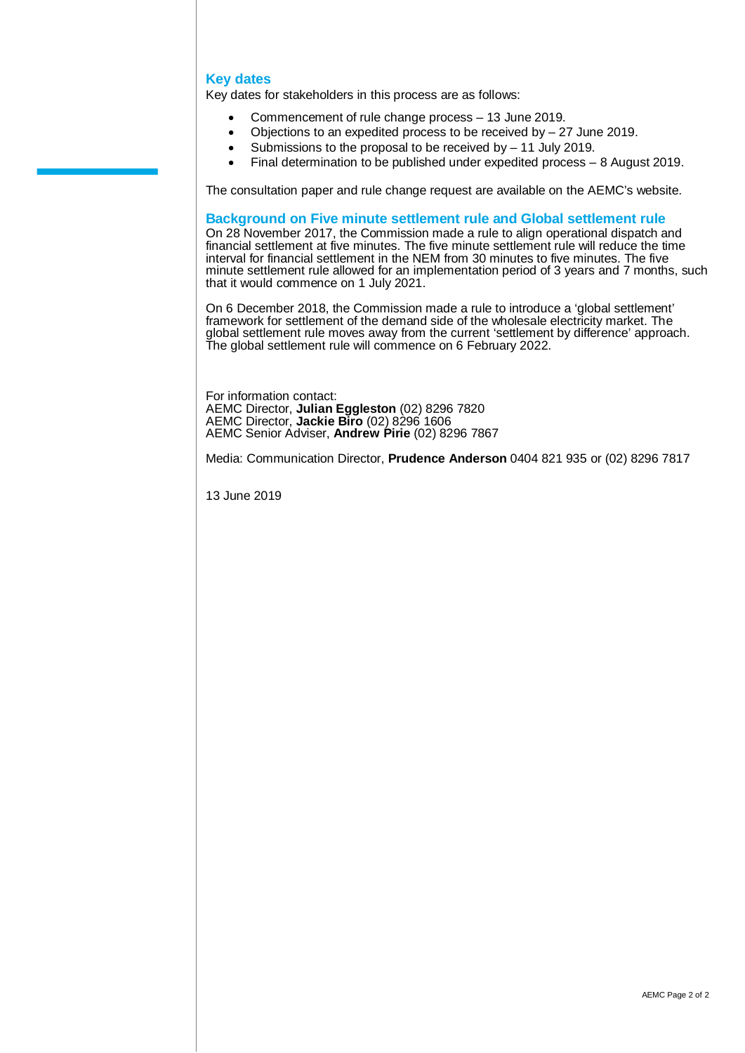## Key dates

Key dates for stakeholders in this process are as follows:

- Commencement of rule change process – 13 June 2019.
- Objections to an expedited process to be received by – 27 June 2019.
- Submissions to the proposal to be received by – 11 July 2019.
- Final determination to be published under expedited process – 8 August 2019.

The consultation paper and rule change request are available on the AEMC's website.

## Background on Five minute settlement rule and Global settlement rule

On 28 November 2017, the Commission made a rule to align operational dispatch and financial settlement at five minutes. The five minute settlement rule will reduce the time interval for financial settlement in the NEM from 30 minutes to five minutes. The five minute settlement rule allowed for an implementation period of 3 years and 7 months, such that it would commence on 1 July 2021.

On 6 December 2018, the Commission made a rule to introduce a 'global settlement' framework for settlement of the demand side of the wholesale electricity market. The global settlement rule moves away from the current 'settlement by difference' approach. The global settlement rule will commence on 6 February 2022.

For information contact:
AEMC Director, **Julian Eggleston** (02) 8296 7820
AEMC Director, **Jackie Biro** (02) 8296 1606
AEMC Senior Adviser, **Andrew Pirie** (02) 8296 7867

Media: Communication Director, **Prudence Anderson** 0404 821 935 or (02) 8296 7817

13 June 2019